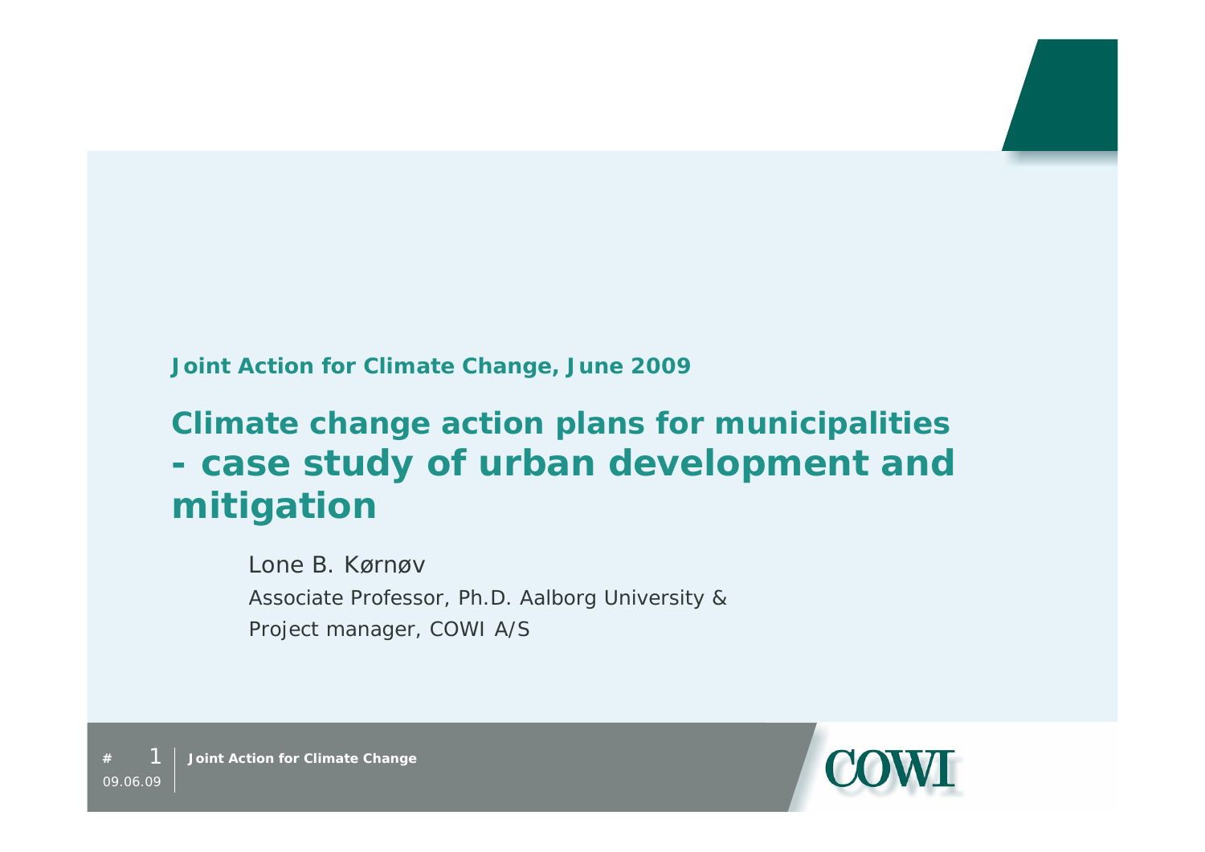**Joint Action for Climate Change, June 2009**

# Climate change action plans for municipalities - case study of urban development and mitigation

Lone B. Kørnøv

Associate Professor, Ph.D. Aalborg University &

Project manager, COWI A/S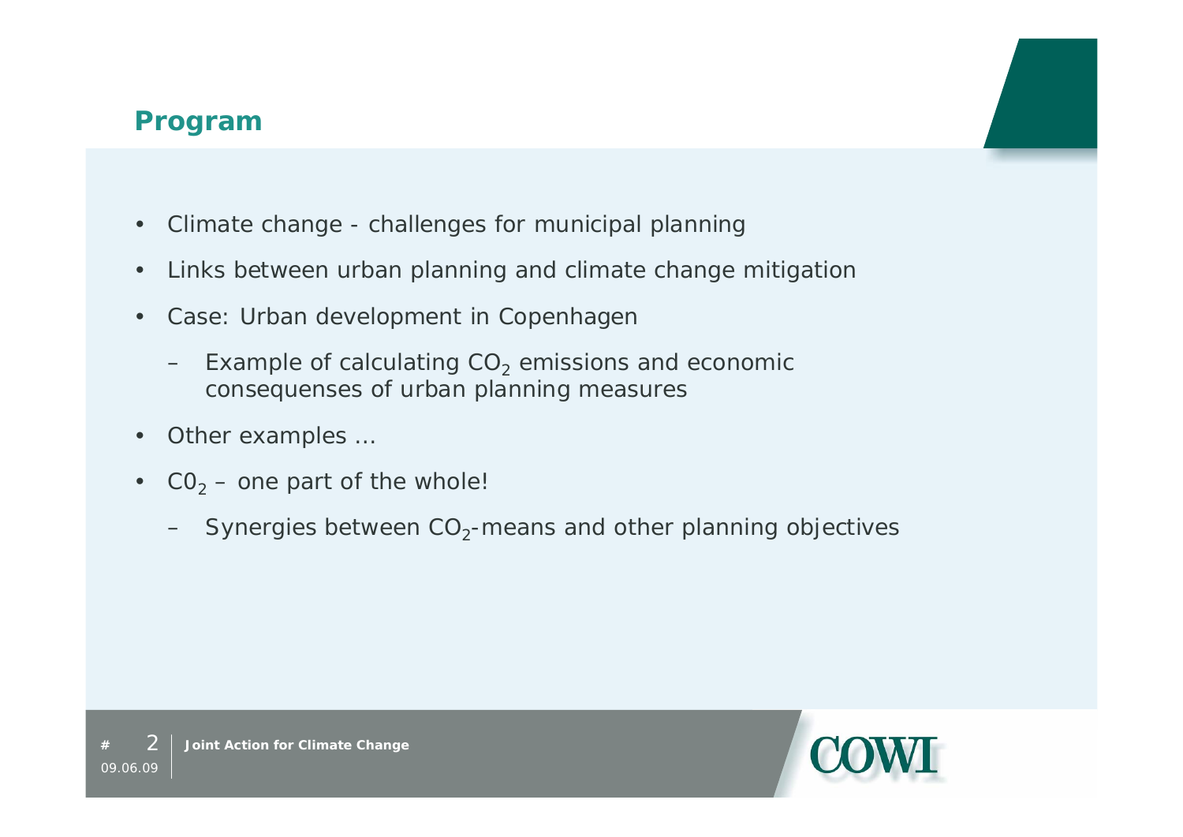## Program

- Climate change - challenges for municipal planning
- Links between urban planning and climate change mitigation
- Case: Urban development in Copenhagen
  - Example of calculating $CO_2$ emissions and economic consequenses of urban planning measures
- Other examples …
- $C0_2$ – one part of the whole!
  - Synergies between $CO_2$-means and other planning objectives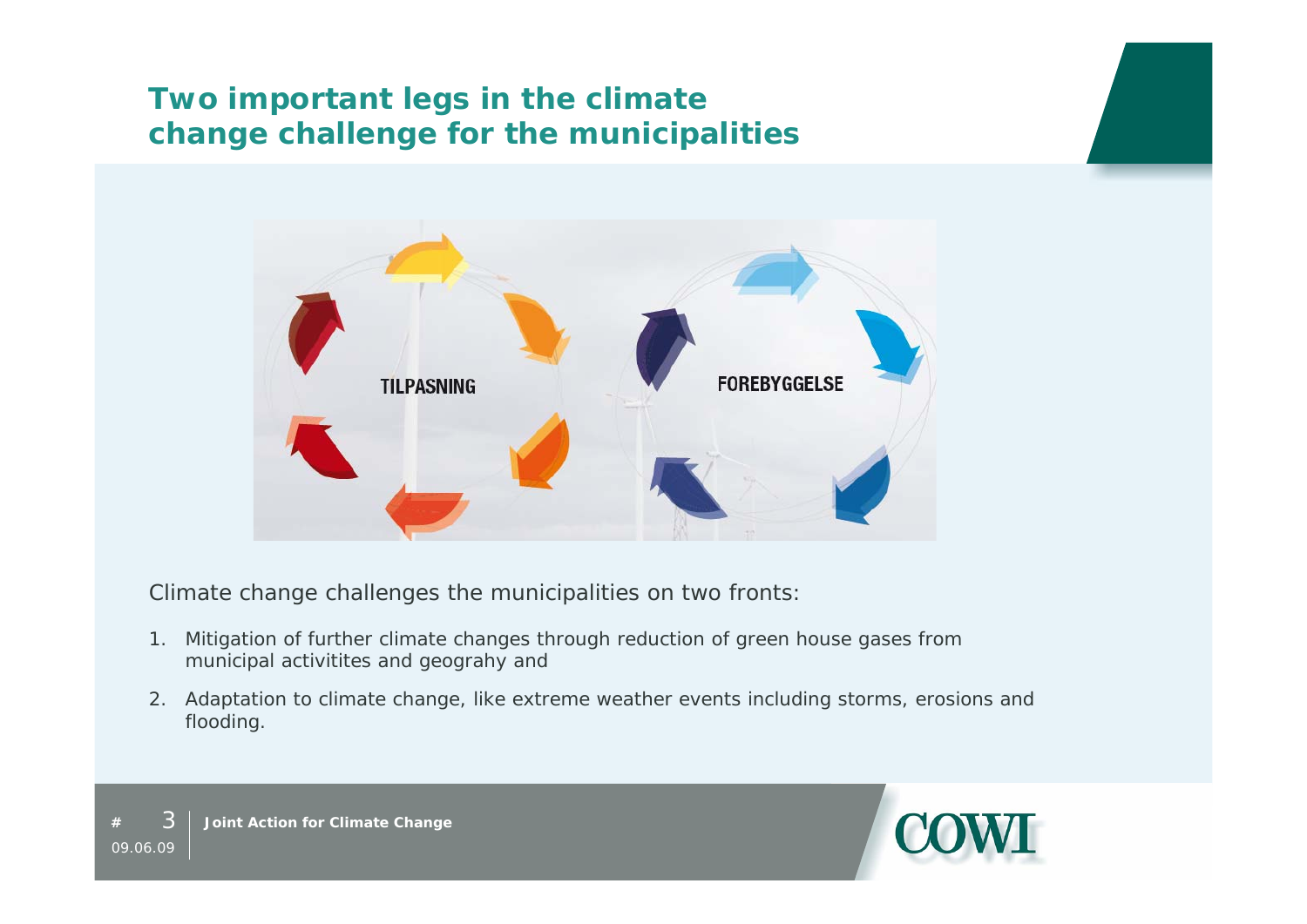## Two important legs in the climate change challenge for the municipalities

TILPASNING

FOREBYGGELSE

Climate change challenges the municipalities on two fronts:

1. Mitigation of further climate changes through reduction of green house gases from municipal activitites and geograhy and
2. Adaptation to climate change, like extreme weather events including storms, erosions and flooding.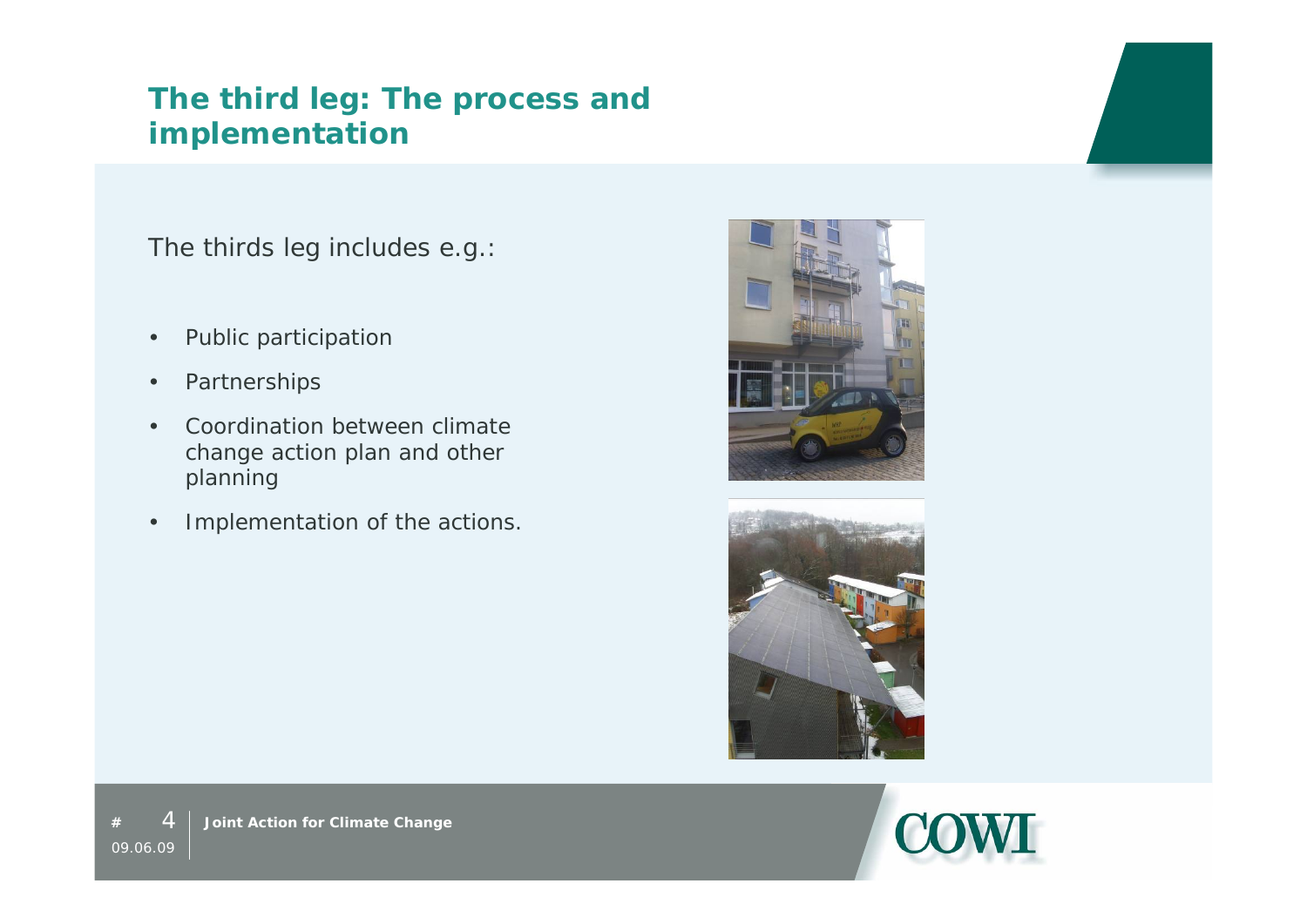## The third leg: The process and implementation

The thirds leg includes e.g.:

- Public participation
- Partnerships
- Coordination between climate change action plan and other planning
- Implementation of the actions.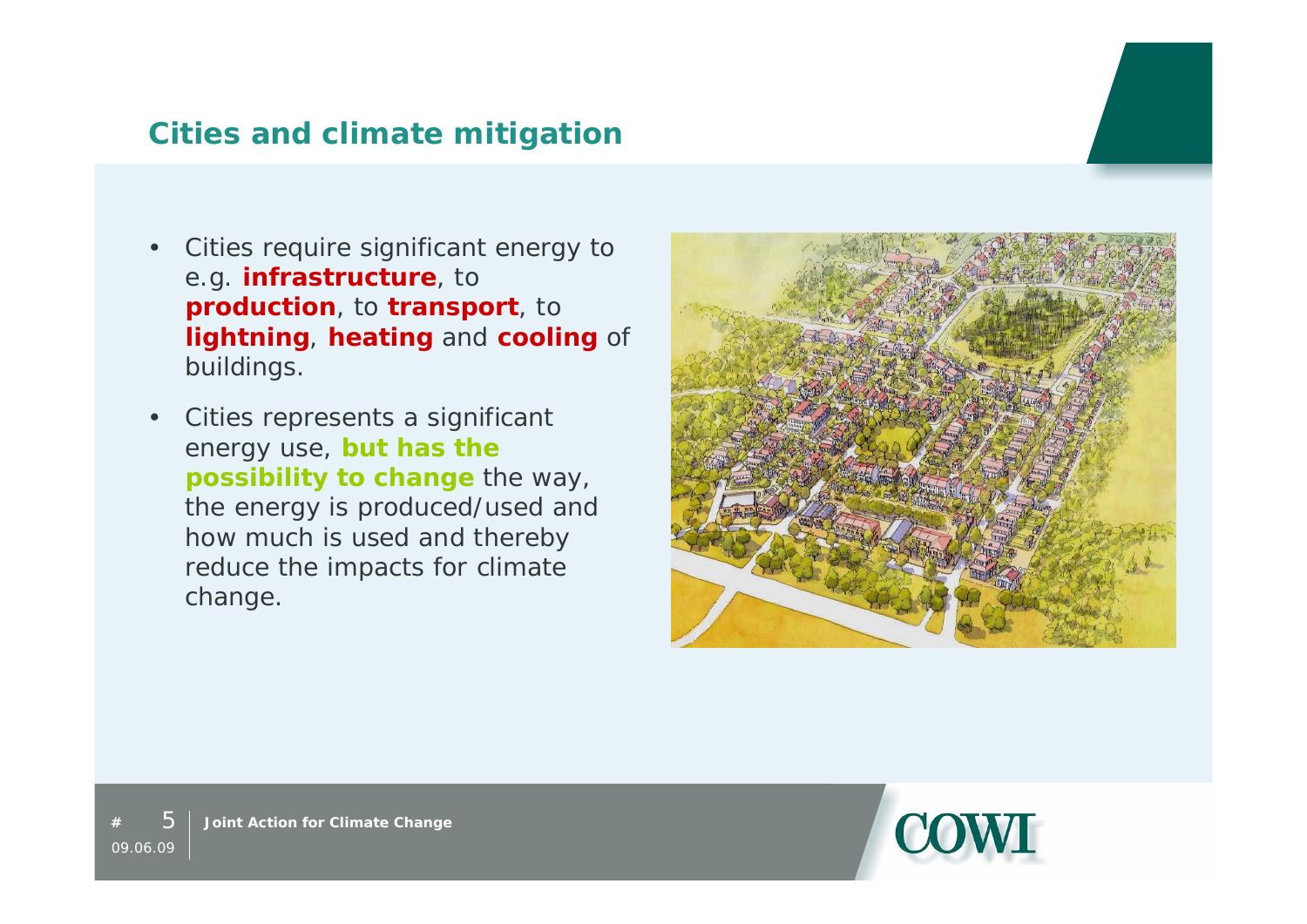## Cities and climate mitigation

- Cities require significant energy to e.g. **infrastructure**, to **production**, to **transport**, to **lightning**, **heating** and **cooling** of buildings.
- Cities represents a significant energy use, **but has the possibility to change** the way, the energy is produced/used and how much is used and thereby reduce the impacts for climate change.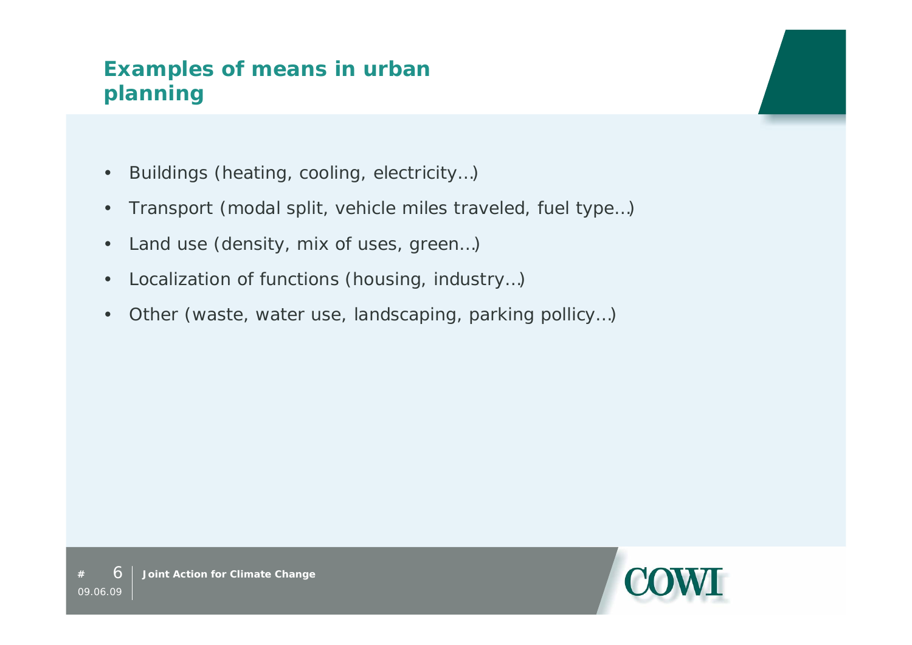## Examples of means in urban planning

- Buildings (heating, cooling, electricity…)
- Transport (modal split, vehicle miles traveled, fuel type…)
- Land use (density, mix of uses, green…)
- Localization of functions (housing, industry…)
- Other (waste, water use, landscaping, parking pollicy…)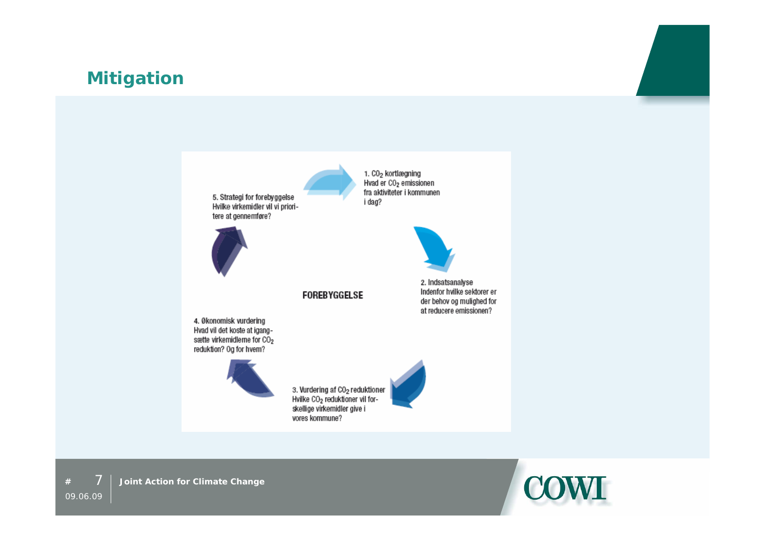## Mitigation

**FOREBYGGELSE**

1. $CO_2$ kortlægning
Hvad er $CO_2$ emissionen fra aktiviteter i kommunen i dag?

2. Indsatsanalyse
Indenfor hvilke sektorer er der behov og mulighed for at reducere emissionen?

3. Vurdering af $CO_2$ reduktioner
Hvilke $CO_2$ reduktioner vil forskellige virkemidler give i vores kommune?

4. Økonomisk vurdering
Hvad vil det koste at igangsætte virkemidlerne for $CO_2$ reduktion? Og for hvem?

5. Strategi for forebyggelse
Hvilke virkemidler vil vi prioritere at gennemføre?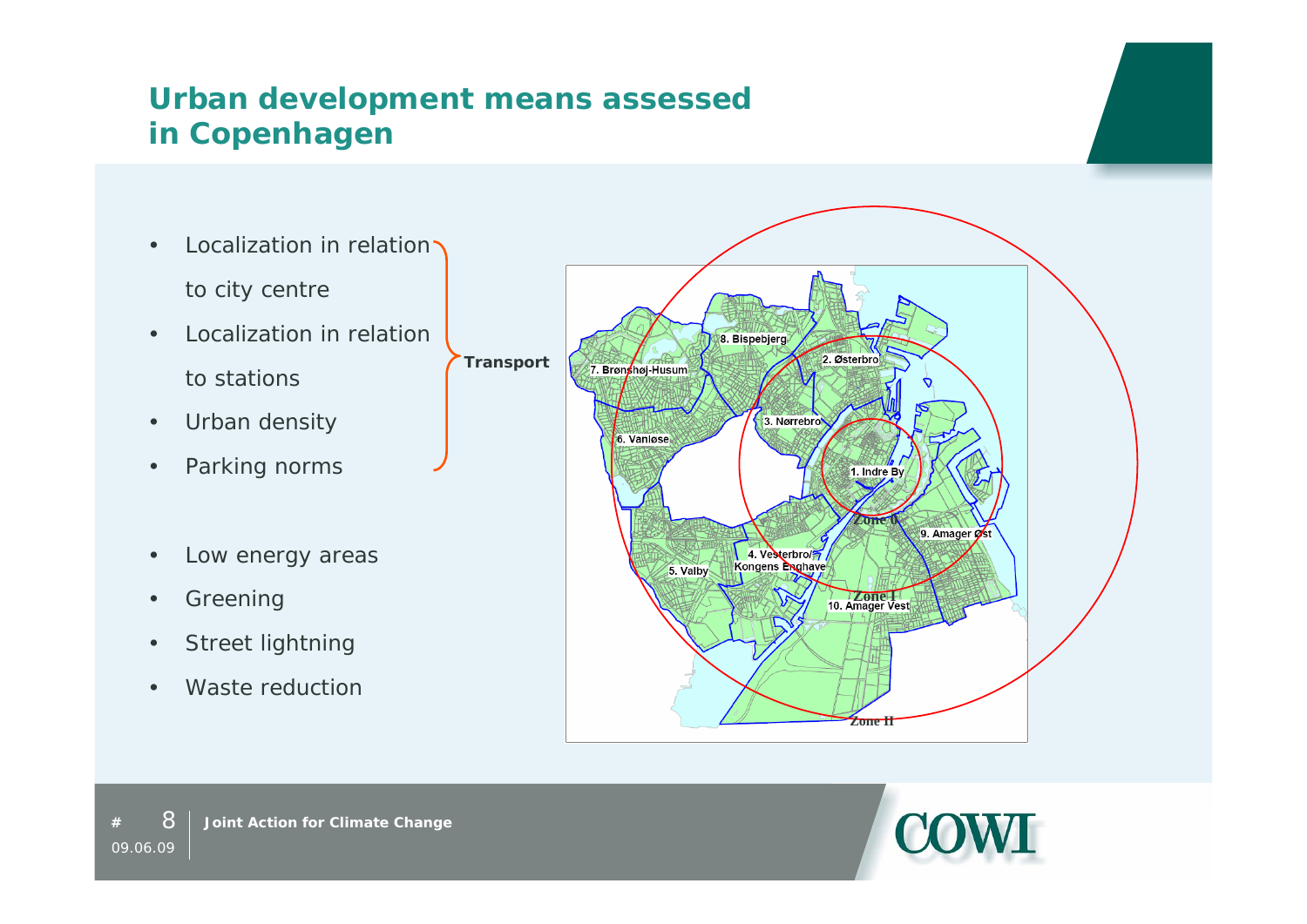# Urban development means assessed in Copenhagen

- Localization in relation to city centre
- Localization in relation to stations
- Urban density
- Parking norms

**Transport**

- Low energy areas
- Greening
- Street lightning
- Waste reduction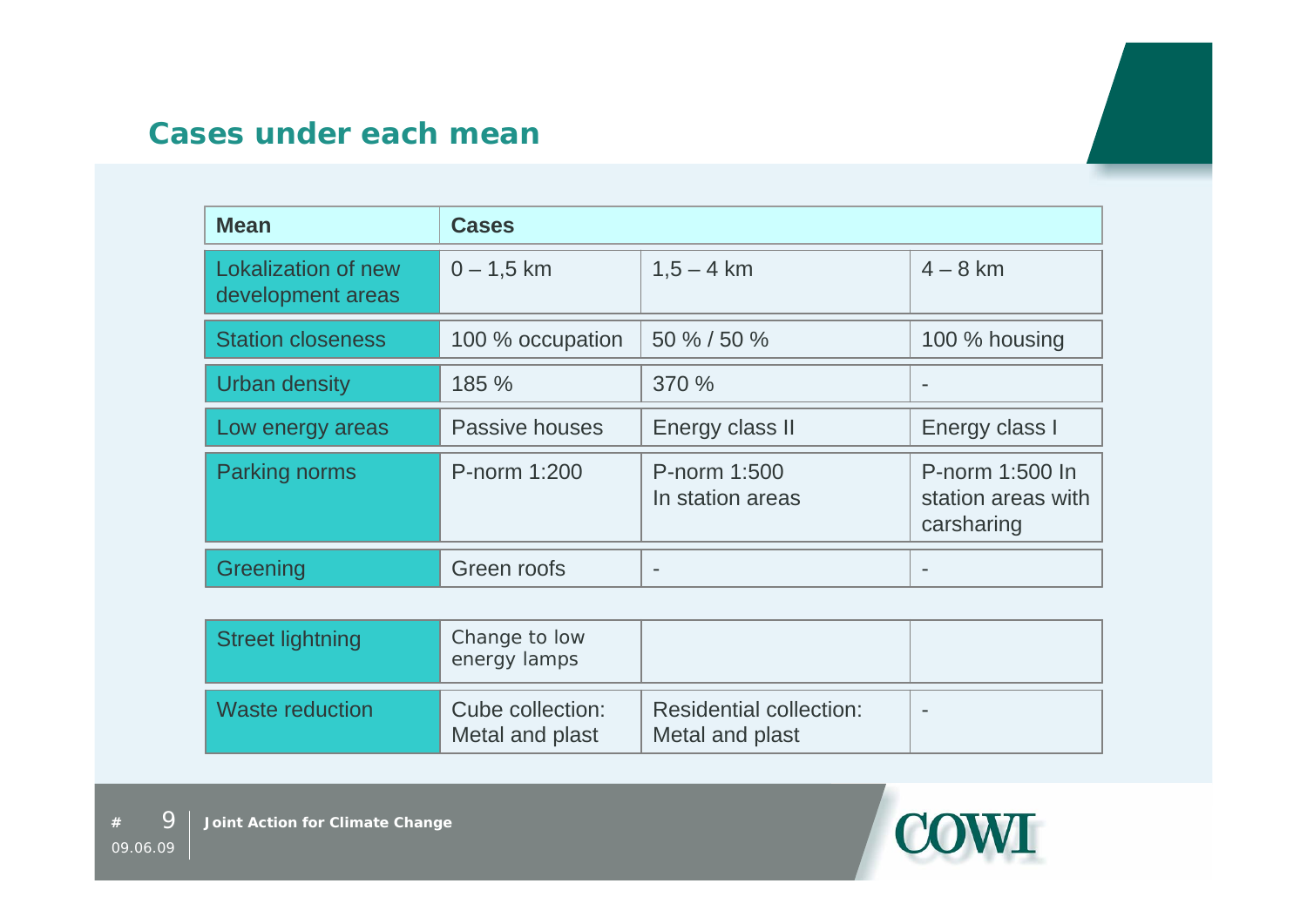## Cases under each mean

| Mean | Cases | | |
|---|---|---|---|
| Lokalization of new development areas | 0 – 1,5 km | 1,5 – 4 km | 4 – 8 km |
| Station closeness | 100 % occupation | 50 % / 50 % | 100 % housing |
| Urban density | 185 % | 370 % | - |
| Low energy areas | Passive houses | Energy class II | Energy class I |
| Parking norms | P-norm 1:200 | P-norm 1:500 In station areas | P-norm 1:500 In station areas with carsharing |
| Greening | Green roofs | - | - |
| Street lightning | Change to low energy lamps | | |
| Waste reduction | Cube collection: Metal and plast | Residential collection: Metal and plast | - |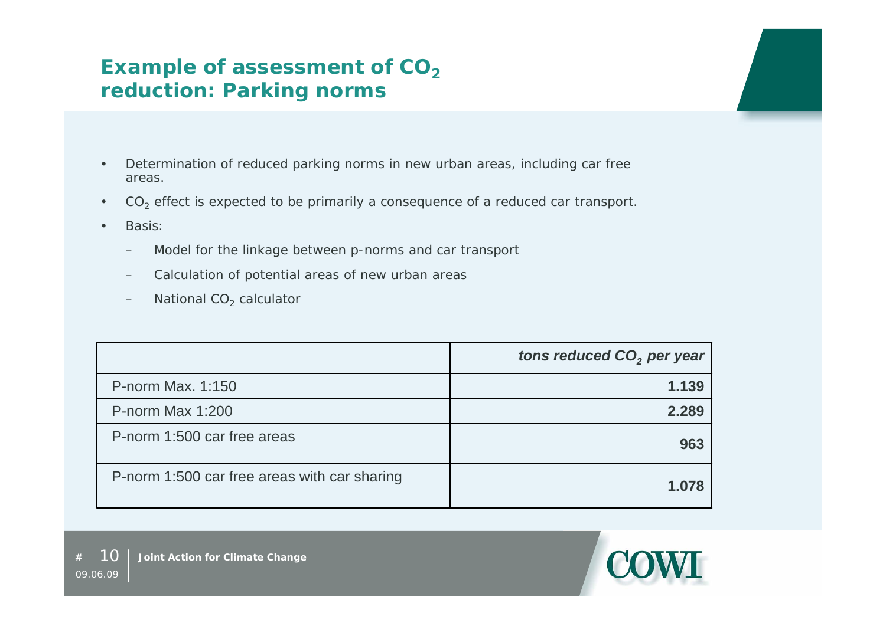# Example of assessment of $CO_2$ reduction: Parking norms

- Determination of reduced parking norms in new urban areas, including car free areas.
- $CO_2$ effect is expected to be primarily a consequence of a reduced car transport.
- Basis:
  - Model for the linkage between p-norms and car transport
  - Calculation of potential areas of new urban areas
  - National $CO_2$ calculator

| | *tons reduced $CO_2$ per year* |
|---|---|
| P-norm Max. 1:150 | **1.139** |
| P-norm Max 1:200 | **2.289** |
| P-norm 1:500 car free areas | **963** |
| P-norm 1:500 car free areas with car sharing | **1.078** |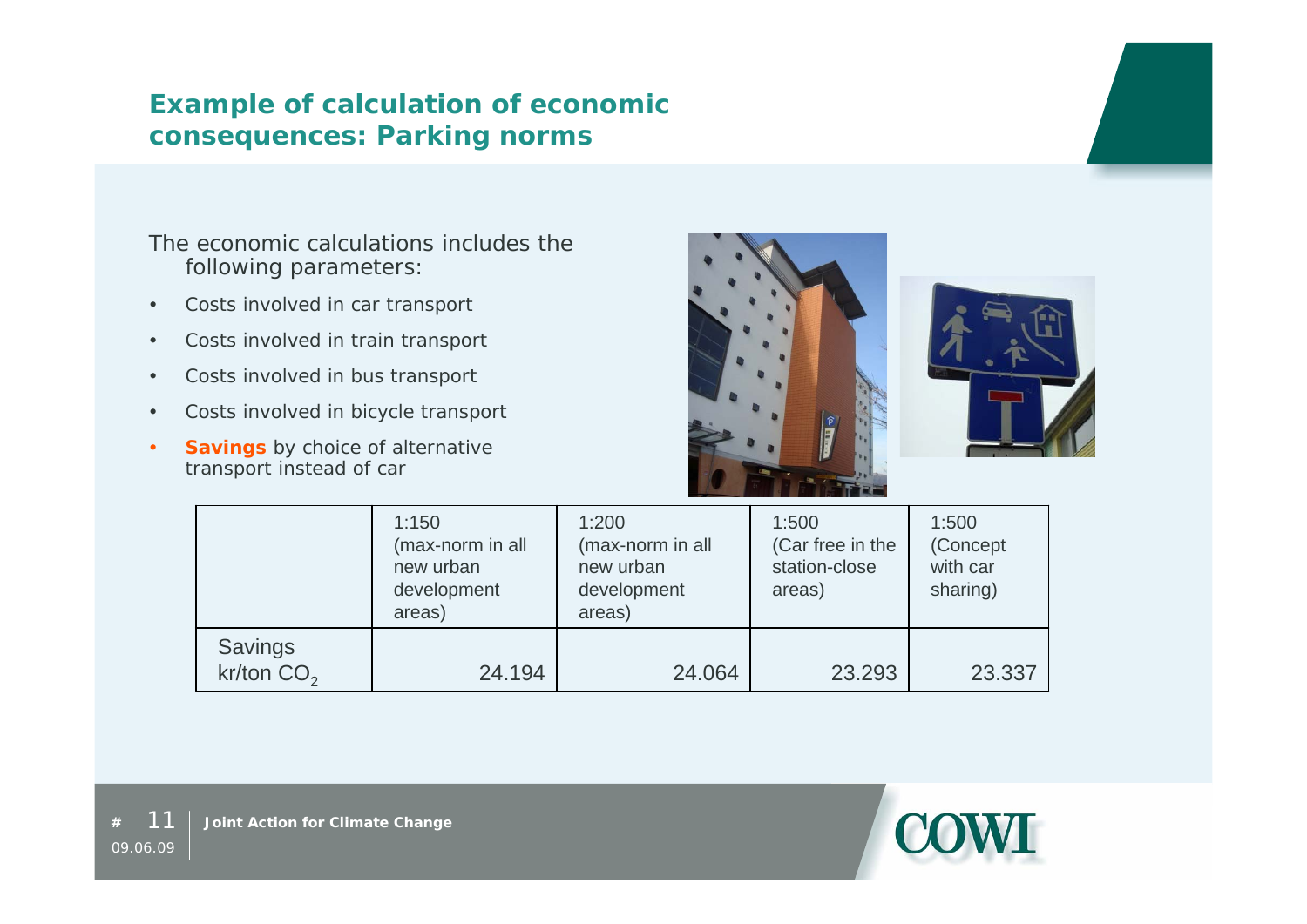## Example of calculation of economic consequences: Parking norms

The economic calculations includes the following parameters:

- Costs involved in car transport
- Costs involved in train transport
- Costs involved in bus transport
- Costs involved in bicycle transport
- **Savings** by choice of alternative transport instead of car

| | 1:150 (max-norm in all new urban development areas) | 1:200 (max-norm in all new urban development areas) | 1:500 (Car free in the station-close areas) | 1:500 (Concept with car sharing) |
|---|---|---|---|---|
| Savings kr/ton $CO_2$ | 24.194 | 24.064 | 23.293 | 23.337 |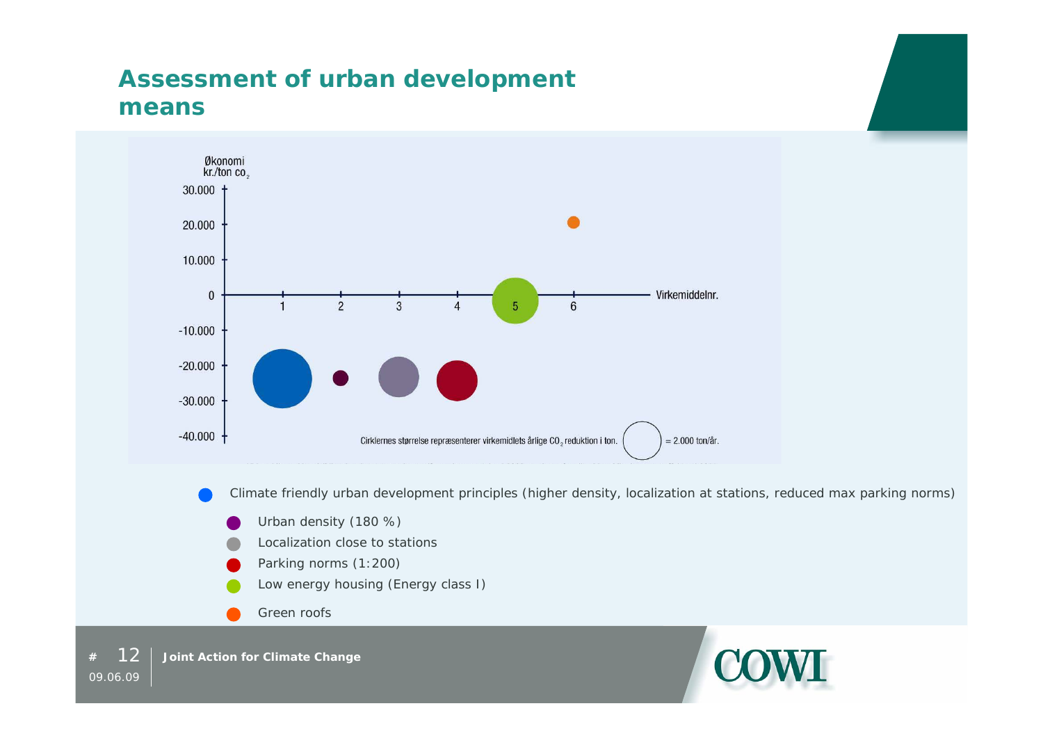# Assessment of urban development means

Økonomi
kr./ton $co_2$

30.000
20.000
10.000
0
-10.000
-20.000
-30.000
-40.000

1 2 3 4 5 6 Virkemiddelnr.

Cirklernes størrelse repræsenterer virkemidlets årlige $CO_2$ reduktion i ton. = 2.000 ton/år.

- Climate friendly urban development principles (higher density, localization at stations, reduced max parking norms)
  - Urban density (180 %)
  - Localization close to stations
  - Parking norms (1:200)
  - Low energy housing (Energy class I)
  - Green roofs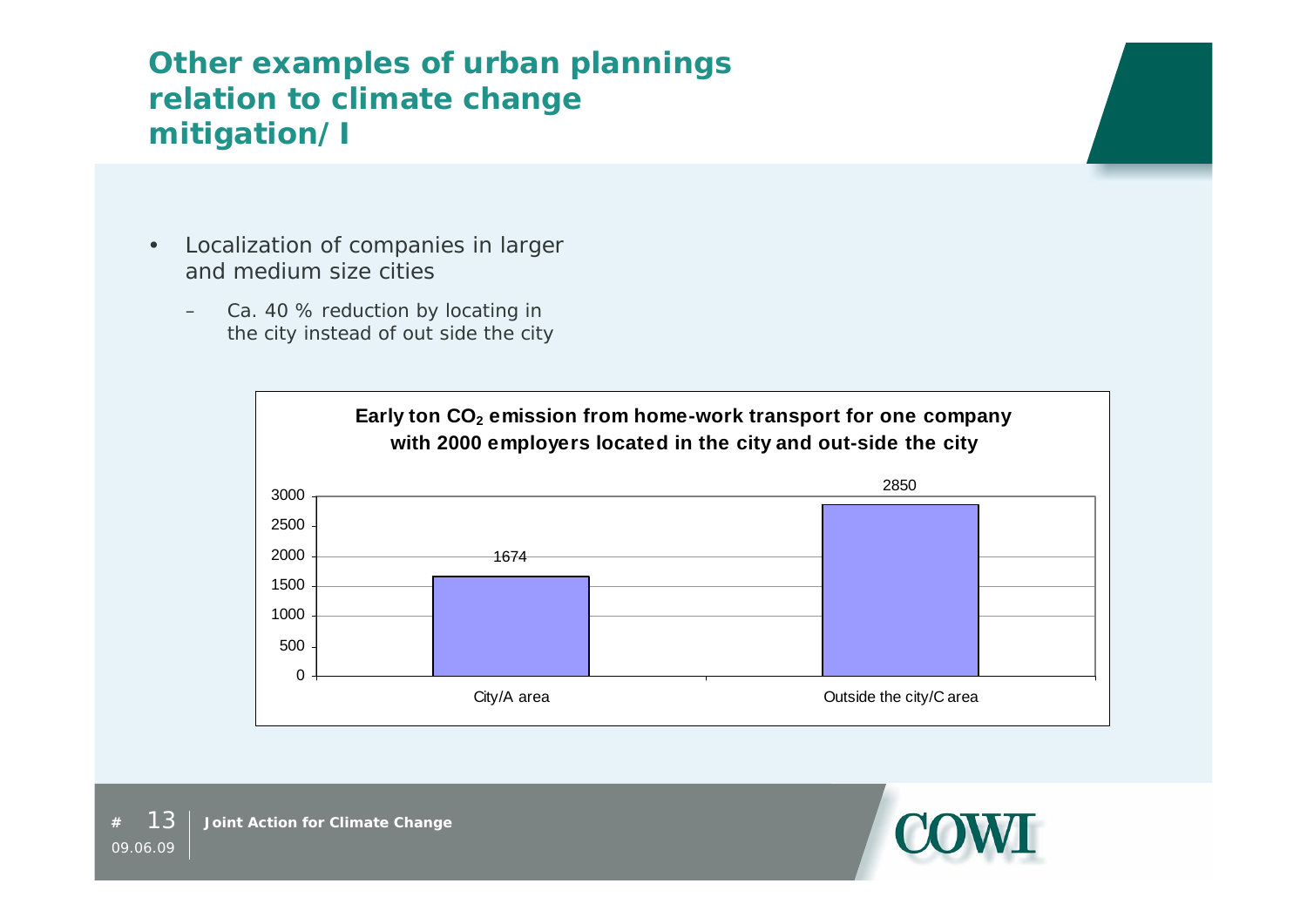# Other examples of urban plannings relation to climate change mitigation/I

- Localization of companies in larger and medium size cities
  - Ca. 40 % reduction by locating in the city instead of out side the city

**Early ton $CO_2$ emission from home-work transport for one company with 2000 employers located in the city and out-side the city**

| Location | Ton $CO_2$ |
| --- | --- |
| City/A area | 1674 |
| Outside the city/C area | 2850 |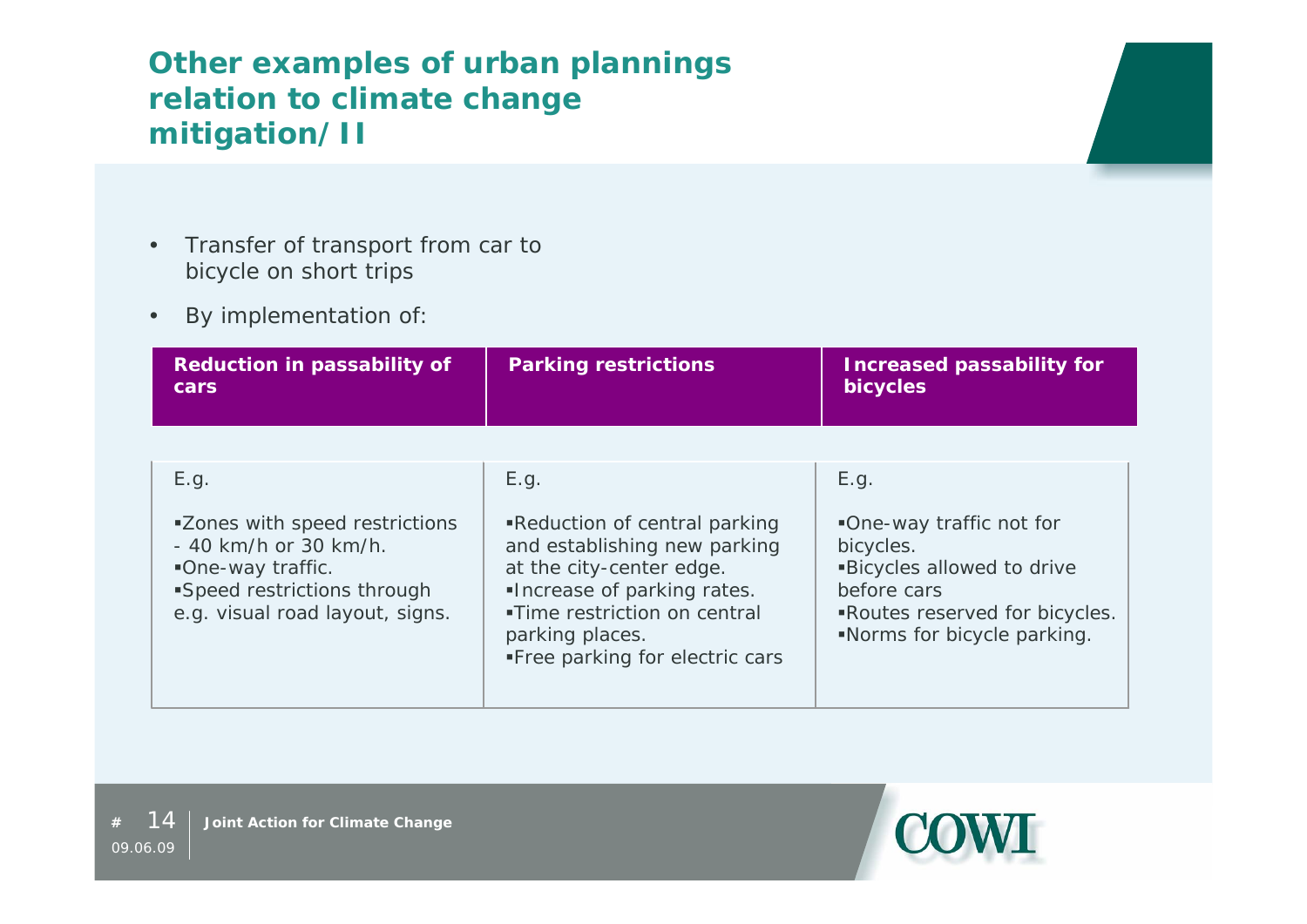# Other examples of urban plannings relation to climate change mitigation/II

- Transfer of transport from car to bicycle on short trips
- By implementation of:

| Reduction in passability of cars | Parking restrictions | Increased passability for bicycles |
|---|---|---|
| E.g.<br><br>▪Zones with speed restrictions - 40 km/h or 30 km/h.<br>▪One-way traffic.<br>▪Speed restrictions through e.g. visual road layout, signs. | E.g.<br><br>▪Reduction of central parking and establishing new parking at the city-center edge.<br>▪Increase of parking rates.<br>▪Time restriction on central parking places.<br>▪Free parking for electric cars | E.g.<br><br>▪One-way traffic not for bicycles.<br>▪Bicycles allowed to drive before cars<br>▪Routes reserved for bicycles.<br>▪Norms for bicycle parking. |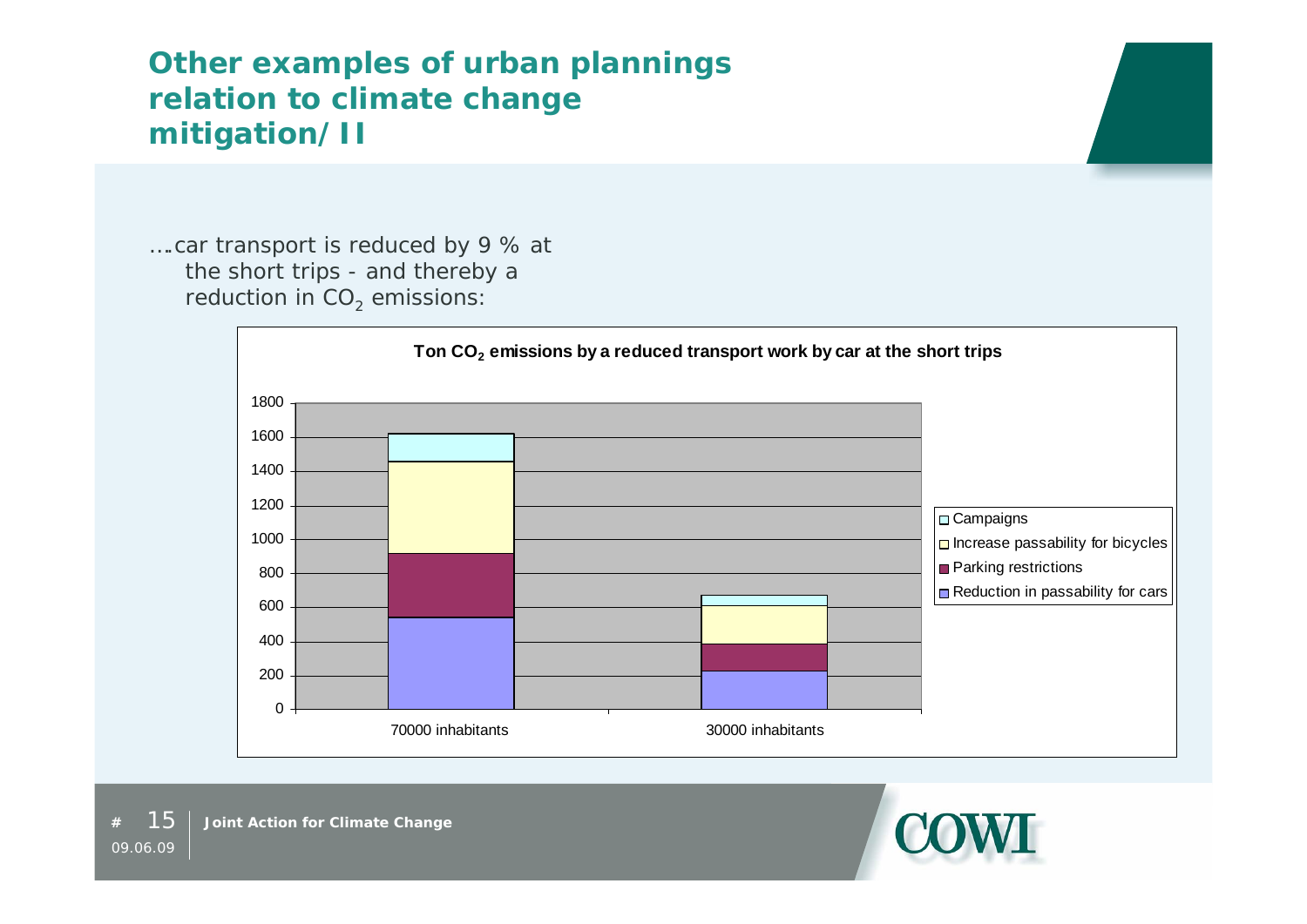# Other examples of urban plannings relation to climate change mitigation/II

….car transport is reduced by 9 % at the short trips - and thereby a reduction in $CO_2$ emissions:

**Ton $CO_2$ emissions by a reduced transport work by car at the short trips**

| | Reduction in passability for cars | Parking restrictions | Increase passability for bicycles | Campaigns |
|---|---|---|---|---|
| 70000 inhabitants | ~540 | ~380 | ~540 | ~160 |
| 30000 inhabitants | ~230 | ~160 | ~220 | ~60 |

Joint Action for Climate Change

09.06.09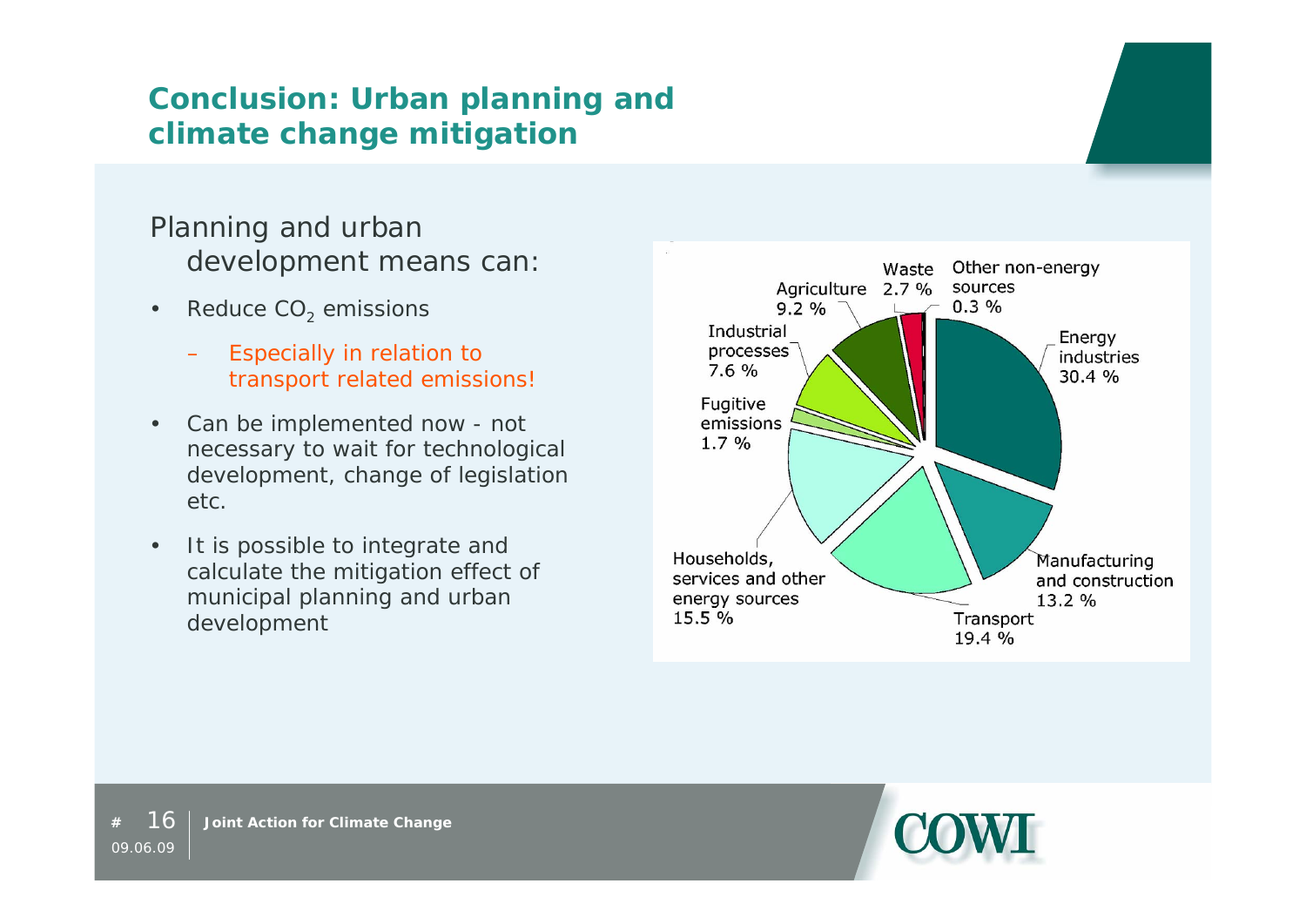# Conclusion: Urban planning and climate change mitigation

Planning and urban development means can:

- Reduce $CO_2$ emissions
  - Especially in relation to transport related emissions!
- Can be implemented now - not necessary to wait for technological development, change of legislation etc.
- It is possible to integrate and calculate the mitigation effect of municipal planning and urban development

Energy industries 30.4 %
Manufacturing and construction 13.2 %
Transport 19.4 %
Households, services and other energy sources 15.5 %
Fugitive emissions 1.7 %
Industrial processes 7.6 %
Agriculture 9.2 %
Waste 2.7 %
Other non-energy sources 0.3 %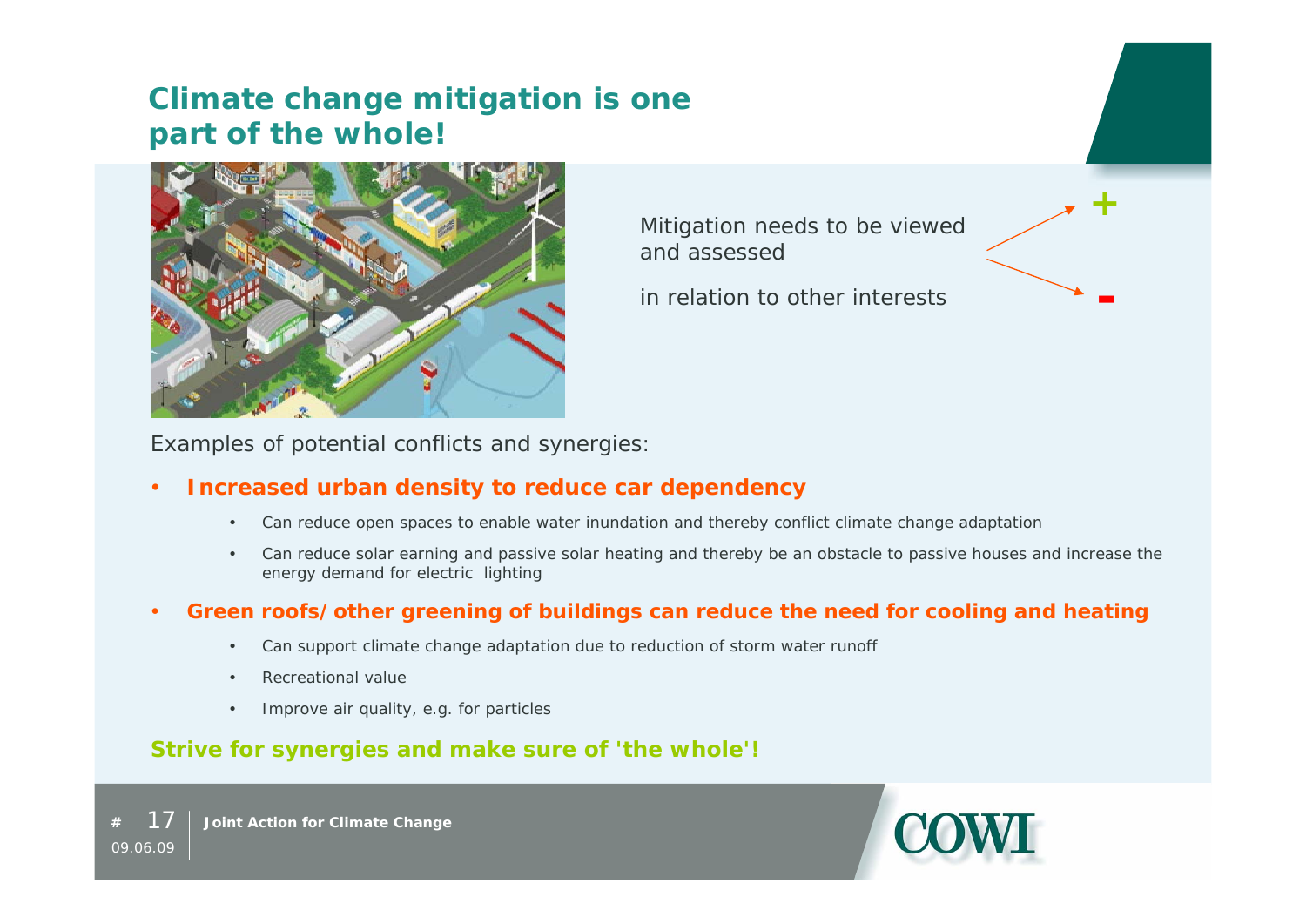# Climate change mitigation is one part of the whole!

Mitigation needs to be viewed and assessed

in relation to other interests

+

-

Examples of potential conflicts and synergies:

- **Increased urban density to reduce car dependency**
  - Can reduce open spaces to enable water inundation and thereby conflict climate change adaptation
  - Can reduce solar earning and passive solar heating and thereby be an obstacle to passive houses and increase the energy demand for electric lighting
- **Green roofs/other greening of buildings can reduce the need for cooling and heating**
  - Can support climate change adaptation due to reduction of storm water runoff
  - Recreational value
  - Improve air quality, e.g. for particles

**Strive for synergies and make sure of 'the whole'!**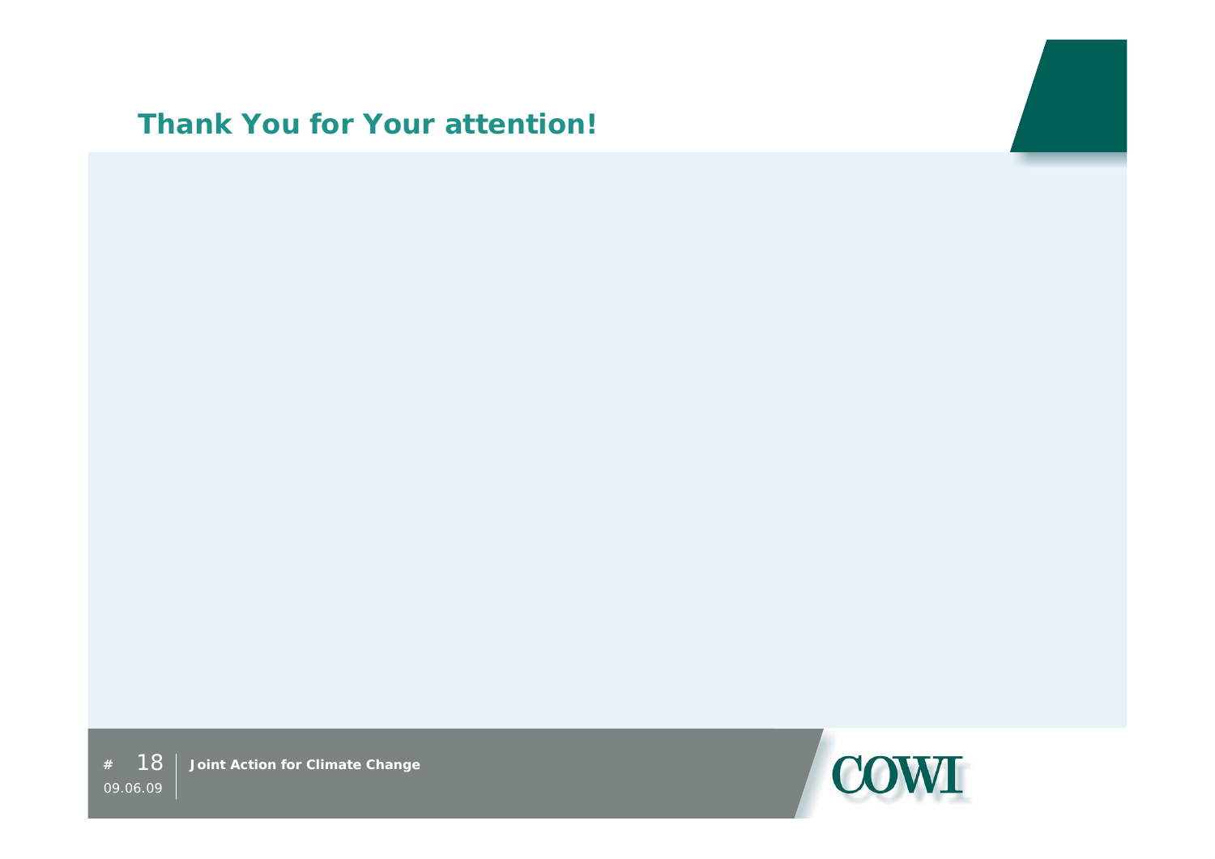## Thank You for Your attention!